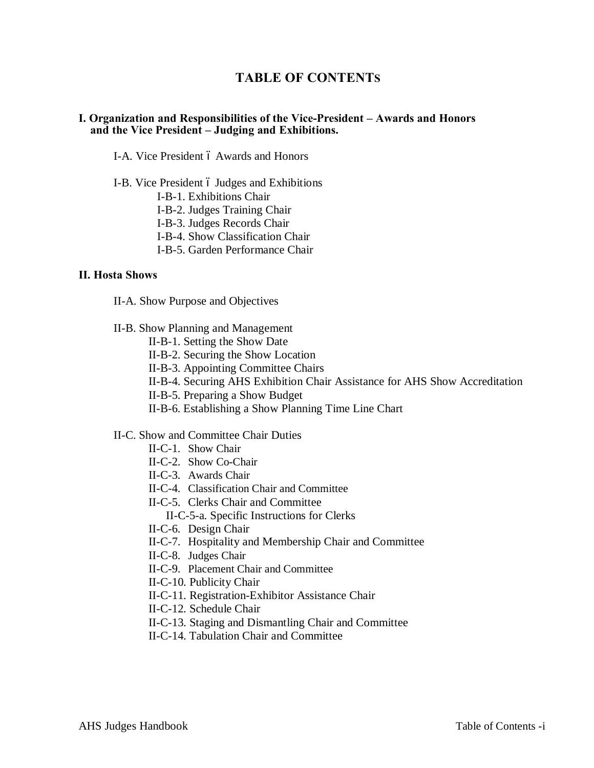# TABLE OF CONTENTS

**I. Organization and Responsibilities of the Vice-President – Awards and Honors and the Vice President – Judging and Exhibitions.**

- I-A. Vice President ő Awards and Honors
- I-B. Vice President ő Judges and Exhibitions
  - I-B-1. Exhibitions Chair
  - I-B-2. Judges Training Chair
  - I-B-3. Judges Records Chair
  - I-B-4. Show Classification Chair
  - I-B-5. Garden Performance Chair

**II. Hosta Shows**

- II-A. Show Purpose and Objectives
- II-B. Show Planning and Management
  - II-B-1. Setting the Show Date
  - II-B-2. Securing the Show Location
  - II-B-3. Appointing Committee Chairs
  - II-B-4. Securing AHS Exhibition Chair Assistance for AHS Show Accreditation
  - II-B-5. Preparing a Show Budget
  - II-B-6. Establishing a Show Planning Time Line Chart
- II-C. Show and Committee Chair Duties
  - II-C-1. Show Chair
  - II-C-2. Show Co-Chair
  - II-C-3. Awards Chair
  - II-C-4. Classification Chair and Committee
  - II-C-5. Clerks Chair and Committee
    - II-C-5-a. Specific Instructions for Clerks
  - II-C-6. Design Chair
  - II-C-7. Hospitality and Membership Chair and Committee
  - II-C-8. Judges Chair
  - II-C-9. Placement Chair and Committee
  - II-C-10. Publicity Chair
  - II-C-11. Registration-Exhibitor Assistance Chair
  - II-C-12. Schedule Chair
  - II-C-13. Staging and Dismantling Chair and Committee
  - II-C-14. Tabulation Chair and Committee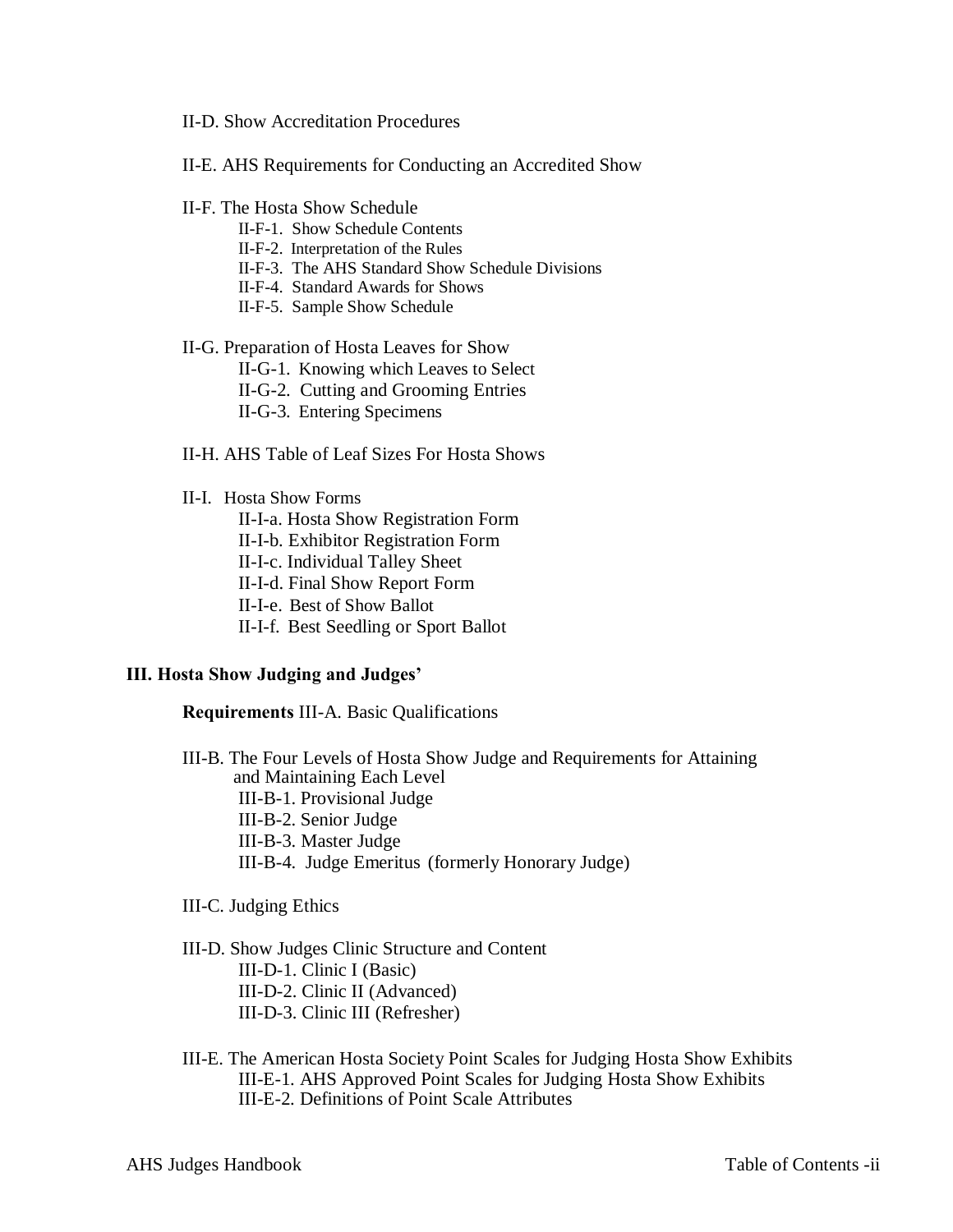II-D. Show Accreditation Procedures

II-E. AHS Requirements for Conducting an Accredited Show

II-F. The Hosta Show Schedule

- II-F-1. Show Schedule Contents
- II-F-2. Interpretation of the Rules
- II-F-3. The AHS Standard Show Schedule Divisions
- II-F-4. Standard Awards for Shows
- II-F-5. Sample Show Schedule

II-G. Preparation of Hosta Leaves for Show

- II-G-1. Knowing which Leaves to Select
- II-G-2. Cutting and Grooming Entries
- II-G-3. Entering Specimens

II-H. AHS Table of Leaf Sizes For Hosta Shows

II-I. Hosta Show Forms

- II-I-a. Hosta Show Registration Form
- II-I-b. Exhibitor Registration Form
- II-I-c. Individual Talley Sheet
- II-I-d. Final Show Report Form
- II-I-e. Best of Show Ballot
- II-I-f. Best Seedling or Sport Ballot

**III. Hosta Show Judging and Judges'**

**Requirements** III-A. Basic Qualifications

III-B. The Four Levels of Hosta Show Judge and Requirements for Attaining and Maintaining Each Level

- III-B-1. Provisional Judge
- III-B-2. Senior Judge
- III-B-3. Master Judge
- III-B-4. Judge Emeritus (formerly Honorary Judge)

III-C. Judging Ethics

III-D. Show Judges Clinic Structure and Content

- III-D-1. Clinic I (Basic)
- III-D-2. Clinic II (Advanced)
- III-D-3. Clinic III (Refresher)

III-E. The American Hosta Society Point Scales for Judging Hosta Show Exhibits

- III-E-1. AHS Approved Point Scales for Judging Hosta Show Exhibits
- III-E-2. Definitions of Point Scale Attributes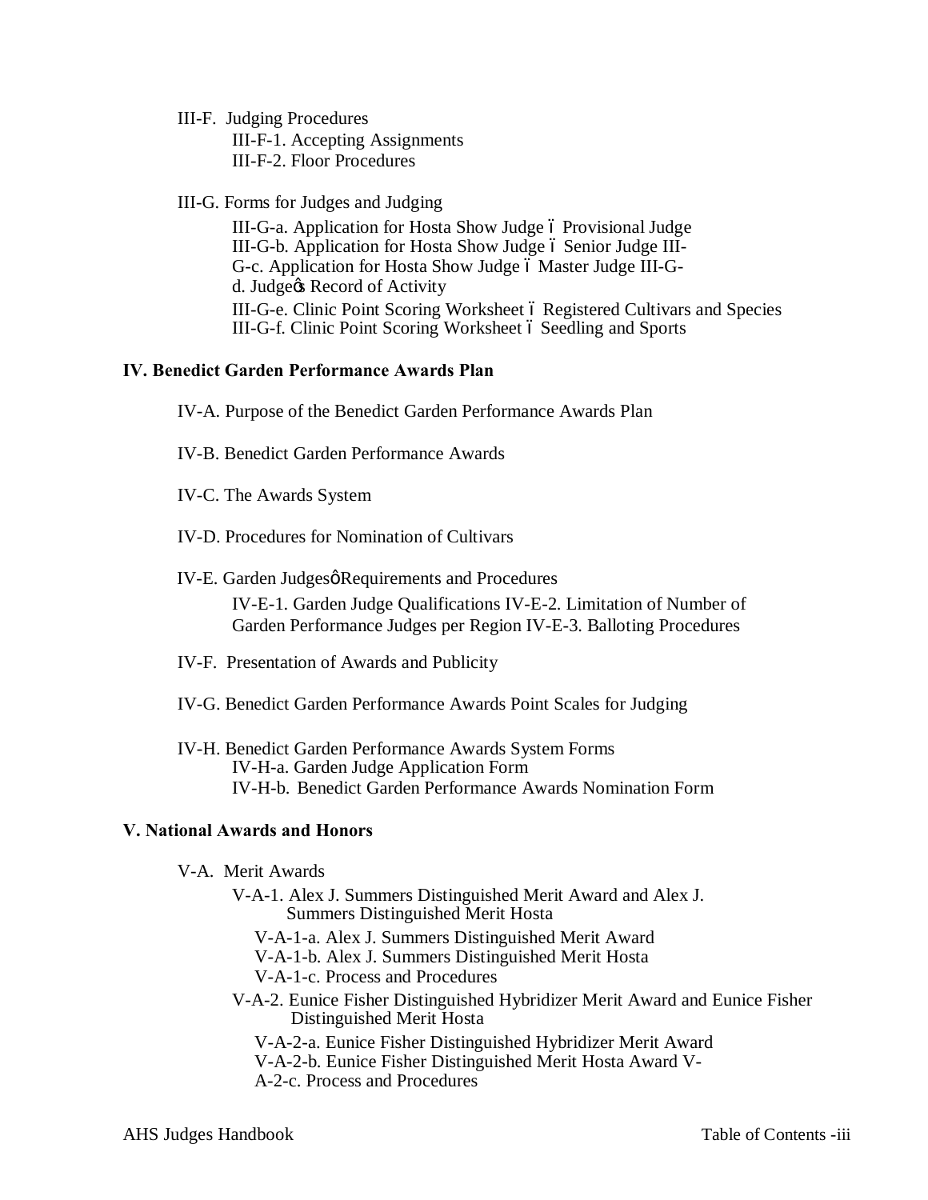III-F. Judging Procedures
  III-F-1. Accepting Assignments
  III-F-2. Floor Procedures

III-G. Forms for Judges and Judging
  III-G-a. Application for Hosta Show Judge ó Provisional Judge
  III-G-b. Application for Hosta Show Judge ó Senior Judge III-G-c. Application for Hosta Show Judge ó Master Judge III-G-d. Judgeö Record of Activity
  III-G-e. Clinic Point Scoring Worksheet ó Registered Cultivars and Species
  III-G-f. Clinic Point Scoring Worksheet ó Seedling and Sports

## IV. Benedict Garden Performance Awards Plan

IV-A. Purpose of the Benedict Garden Performance Awards Plan

IV-B. Benedict Garden Performance Awards

IV-C. The Awards System

IV-D. Procedures for Nomination of Cultivars

IV-E. Garden Judgesø Requirements and Procedures
  IV-E-1. Garden Judge Qualifications IV-E-2. Limitation of Number of Garden Performance Judges per Region IV-E-3. Balloting Procedures

IV-F. Presentation of Awards and Publicity

IV-G. Benedict Garden Performance Awards Point Scales for Judging

IV-H. Benedict Garden Performance Awards System Forms
  IV-H-a. Garden Judge Application Form
  IV-H-b. Benedict Garden Performance Awards Nomination Form

## V. National Awards and Honors

V-A. Merit Awards
  V-A-1. Alex J. Summers Distinguished Merit Award and Alex J. Summers Distinguished Merit Hosta
    V-A-1-a. Alex J. Summers Distinguished Merit Award
    V-A-1-b. Alex J. Summers Distinguished Merit Hosta
    V-A-1-c. Process and Procedures
  V-A-2. Eunice Fisher Distinguished Hybridizer Merit Award and Eunice Fisher Distinguished Merit Hosta
    V-A-2-a. Eunice Fisher Distinguished Hybridizer Merit Award
    V-A-2-b. Eunice Fisher Distinguished Merit Hosta Award V-A-2-c. Process and Procedures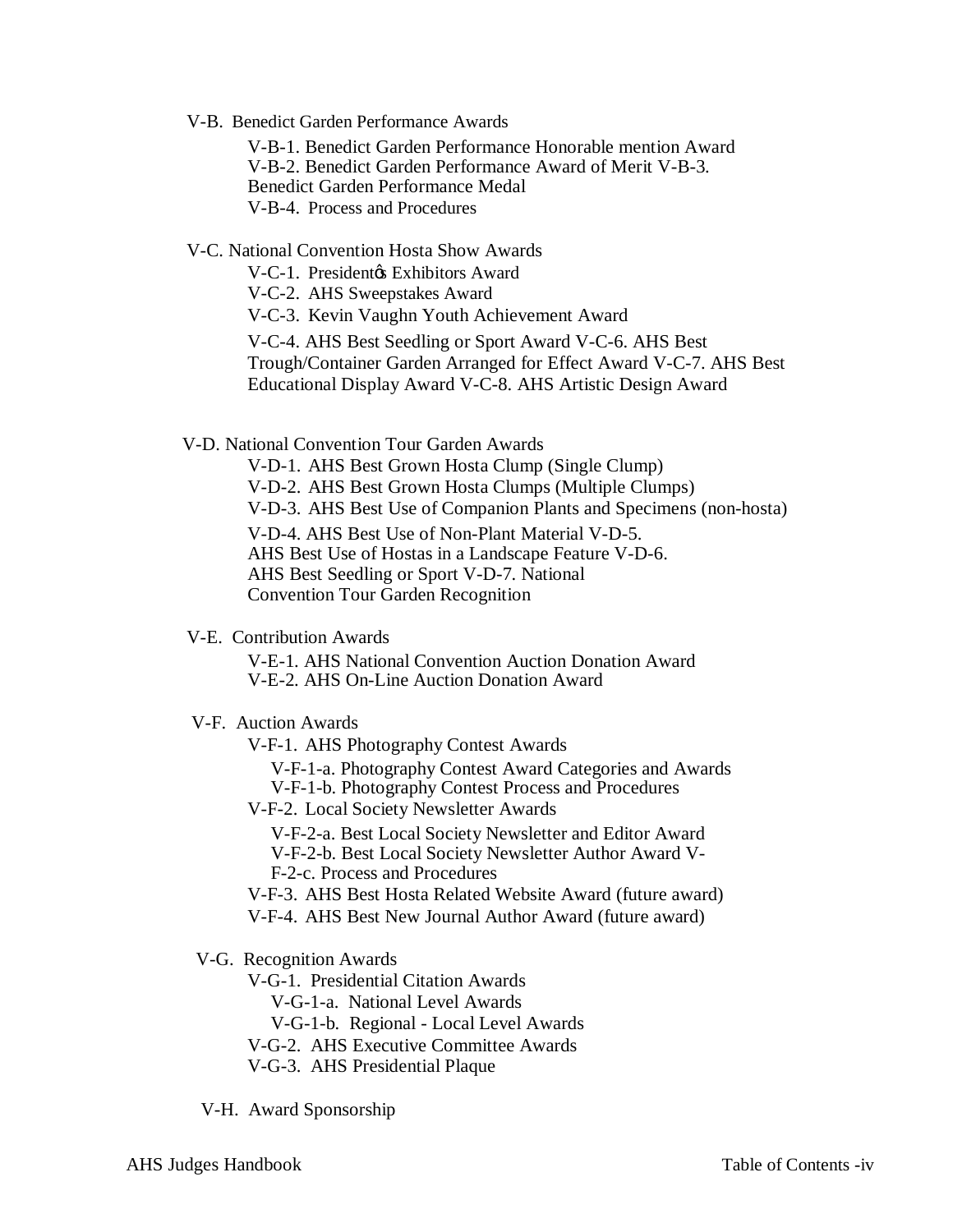V-B. Benedict Garden Performance Awards

- V-B-1. Benedict Garden Performance Honorable mention Award
- V-B-2. Benedict Garden Performance Award of Merit V-B-3. Benedict Garden Performance Medal
- V-B-4. Process and Procedures

V-C. National Convention Hosta Show Awards

- V-C-1. President's Exhibitors Award
- V-C-2. AHS Sweepstakes Award
- V-C-3. Kevin Vaughn Youth Achievement Award
- V-C-4. AHS Best Seedling or Sport Award V-C-6. AHS Best Trough/Container Garden Arranged for Effect Award V-C-7. AHS Best Educational Display Award V-C-8. AHS Artistic Design Award

V-D. National Convention Tour Garden Awards

- V-D-1. AHS Best Grown Hosta Clump (Single Clump)
- V-D-2. AHS Best Grown Hosta Clumps (Multiple Clumps)
- V-D-3. AHS Best Use of Companion Plants and Specimens (non-hosta)
- V-D-4. AHS Best Use of Non-Plant Material V-D-5. AHS Best Use of Hostas in a Landscape Feature V-D-6. AHS Best Seedling or Sport V-D-7. National Convention Tour Garden Recognition

V-E. Contribution Awards

- V-E-1. AHS National Convention Auction Donation Award
- V-E-2. AHS On-Line Auction Donation Award

V-F. Auction Awards

- V-F-1. AHS Photography Contest Awards
  - V-F-1-a. Photography Contest Award Categories and Awards
  - V-F-1-b. Photography Contest Process and Procedures
- V-F-2. Local Society Newsletter Awards
  - V-F-2-a. Best Local Society Newsletter and Editor Award
  - V-F-2-b. Best Local Society Newsletter Author Award V-F-2-c. Process and Procedures
- V-F-3. AHS Best Hosta Related Website Award (future award)
- V-F-4. AHS Best New Journal Author Award (future award)

V-G. Recognition Awards

- V-G-1. Presidential Citation Awards
  - V-G-1-a. National Level Awards
  - V-G-1-b. Regional - Local Level Awards
- V-G-2. AHS Executive Committee Awards
- V-G-3. AHS Presidential Plaque

V-H. Award Sponsorship